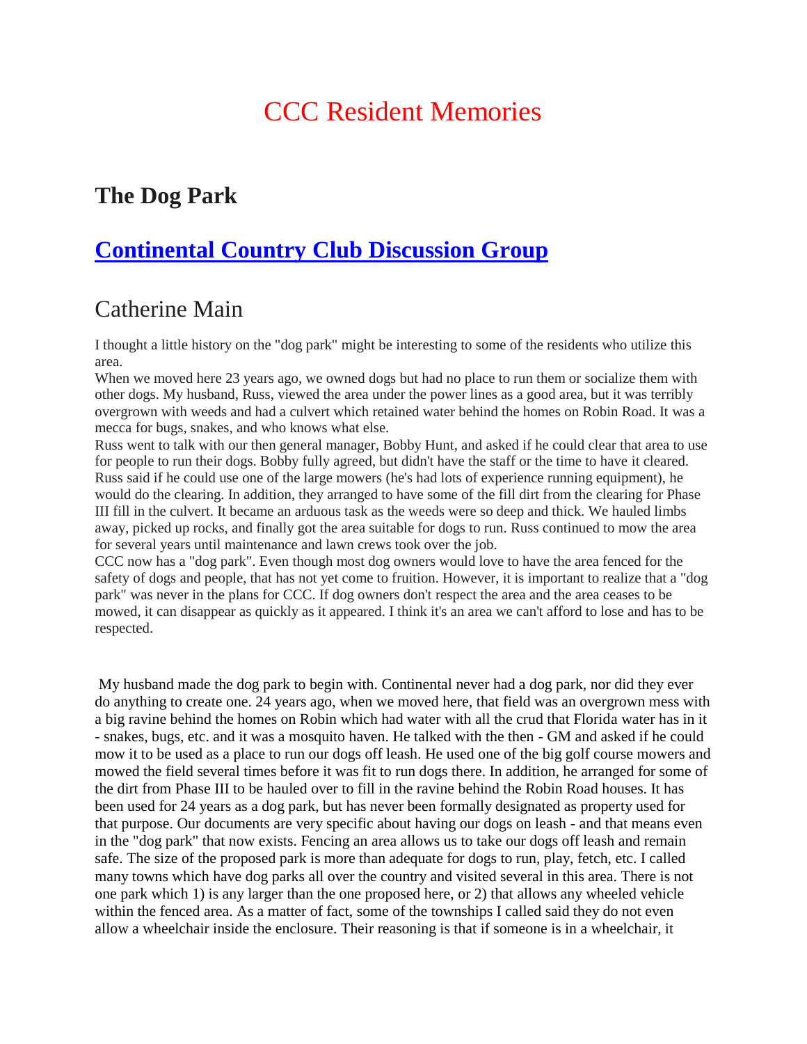# CCC Resident Memories

## The Dog Park

## Continental Country Club Discussion Group

### Catherine Main

I thought a little history on the "dog park" might be interesting to some of the residents who utilize this area.

When we moved here 23 years ago, we owned dogs but had no place to run them or socialize them with other dogs. My husband, Russ, viewed the area under the power lines as a good area, but it was terribly overgrown with weeds and had a culvert which retained water behind the homes on Robin Road. It was a mecca for bugs, snakes, and who knows what else.

Russ went to talk with our then general manager, Bobby Hunt, and asked if he could clear that area to use for people to run their dogs. Bobby fully agreed, but didn't have the staff or the time to have it cleared. Russ said if he could use one of the large mowers (he's had lots of experience running equipment), he would do the clearing. In addition, they arranged to have some of the fill dirt from the clearing for Phase III fill in the culvert. It became an arduous task as the weeds were so deep and thick. We hauled limbs away, picked up rocks, and finally got the area suitable for dogs to run. Russ continued to mow the area for several years until maintenance and lawn crews took over the job.

CCC now has a "dog park". Even though most dog owners would love to have the area fenced for the safety of dogs and people, that has not yet come to fruition. However, it is important to realize that a "dog park" was never in the plans for CCC. If dog owners don't respect the area and the area ceases to be mowed, it can disappear as quickly as it appeared. I think it's an area we can't afford to lose and has to be respected.

My husband made the dog park to begin with. Continental never had a dog park, nor did they ever do anything to create one. 24 years ago, when we moved here, that field was an overgrown mess with a big ravine behind the homes on Robin which had water with all the crud that Florida water has in it - snakes, bugs, etc. and it was a mosquito haven. He talked with the then - GM and asked if he could mow it to be used as a place to run our dogs off leash. He used one of the big golf course mowers and mowed the field several times before it was fit to run dogs there. In addition, he arranged for some of the dirt from Phase III to be hauled over to fill in the ravine behind the Robin Road houses. It has been used for 24 years as a dog park, but has never been formally designated as property used for that purpose. Our documents are very specific about having our dogs on leash - and that means even in the "dog park" that now exists. Fencing an area allows us to take our dogs off leash and remain safe. The size of the proposed park is more than adequate for dogs to run, play, fetch, etc. I called many towns which have dog parks all over the country and visited several in this area. There is not one park which 1) is any larger than the one proposed here, or 2) that allows any wheeled vehicle within the fenced area. As a matter of fact, some of the townships I called said they do not even allow a wheelchair inside the enclosure. Their reasoning is that if someone is in a wheelchair, it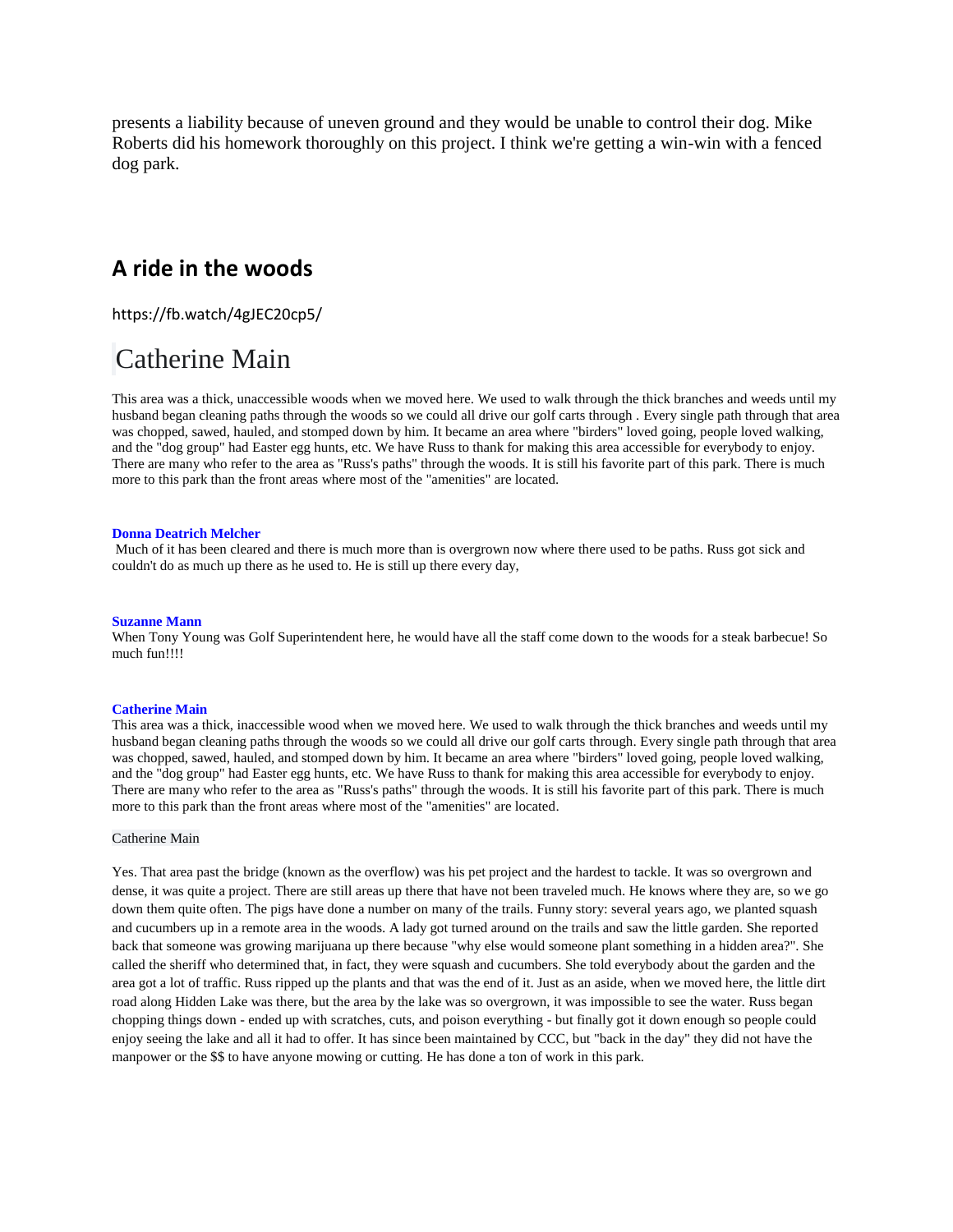presents a liability because of uneven ground and they would be unable to control their dog. Mike Roberts did his homework thoroughly on this project. I think we're getting a win-win with a fenced dog park.

## A ride in the woods

https://fb.watch/4gJEC20cp5/

# Catherine Main

This area was a thick, unaccessible woods when we moved here. We used to walk through the thick branches and weeds until my husband began cleaning paths through the woods so we could all drive our golf carts through . Every single path through that area was chopped, sawed, hauled, and stomped down by him. It became an area where "birders" loved going, people loved walking, and the "dog group" had Easter egg hunts, etc. We have Russ to thank for making this area accessible for everybody to enjoy. There are many who refer to the area as "Russ's paths" through the woods. It is still his favorite part of this park. There is much more to this park than the front areas where most of the "amenities" are located.

**Donna Deatrich Melcher**
Much of it has been cleared and there is much more than is overgrown now where there used to be paths. Russ got sick and couldn't do as much up there as he used to. He is still up there every day,

**Suzanne Mann**
When Tony Young was Golf Superintendent here, he would have all the staff come down to the woods for a steak barbecue! So much fun!!!!

**Catherine Main**
This area was a thick, inaccessible wood when we moved here. We used to walk through the thick branches and weeds until my husband began cleaning paths through the woods so we could all drive our golf carts through. Every single path through that area was chopped, sawed, hauled, and stomped down by him. It became an area where "birders" loved going, people loved walking, and the "dog group" had Easter egg hunts, etc. We have Russ to thank for making this area accessible for everybody to enjoy. There are many who refer to the area as "Russ's paths" through the woods. It is still his favorite part of this park. There is much more to this park than the front areas where most of the "amenities" are located.

Catherine Main

Yes. That area past the bridge (known as the overflow) was his pet project and the hardest to tackle. It was so overgrown and dense, it was quite a project. There are still areas up there that have not been traveled much. He knows where they are, so we go down them quite often. The pigs have done a number on many of the trails. Funny story: several years ago, we planted squash and cucumbers up in a remote area in the woods. A lady got turned around on the trails and saw the little garden. She reported back that someone was growing marijuana up there because "why else would someone plant something in a hidden area?". She called the sheriff who determined that, in fact, they were squash and cucumbers. She told everybody about the garden and the area got a lot of traffic. Russ ripped up the plants and that was the end of it. Just as an aside, when we moved here, the little dirt road along Hidden Lake was there, but the area by the lake was so overgrown, it was impossible to see the water. Russ began chopping things down - ended up with scratches, cuts, and poison everything - but finally got it down enough so people could enjoy seeing the lake and all it had to offer. It has since been maintained by CCC, but "back in the day" they did not have the manpower or the $$ to have anyone mowing or cutting. He has done a ton of work in this park.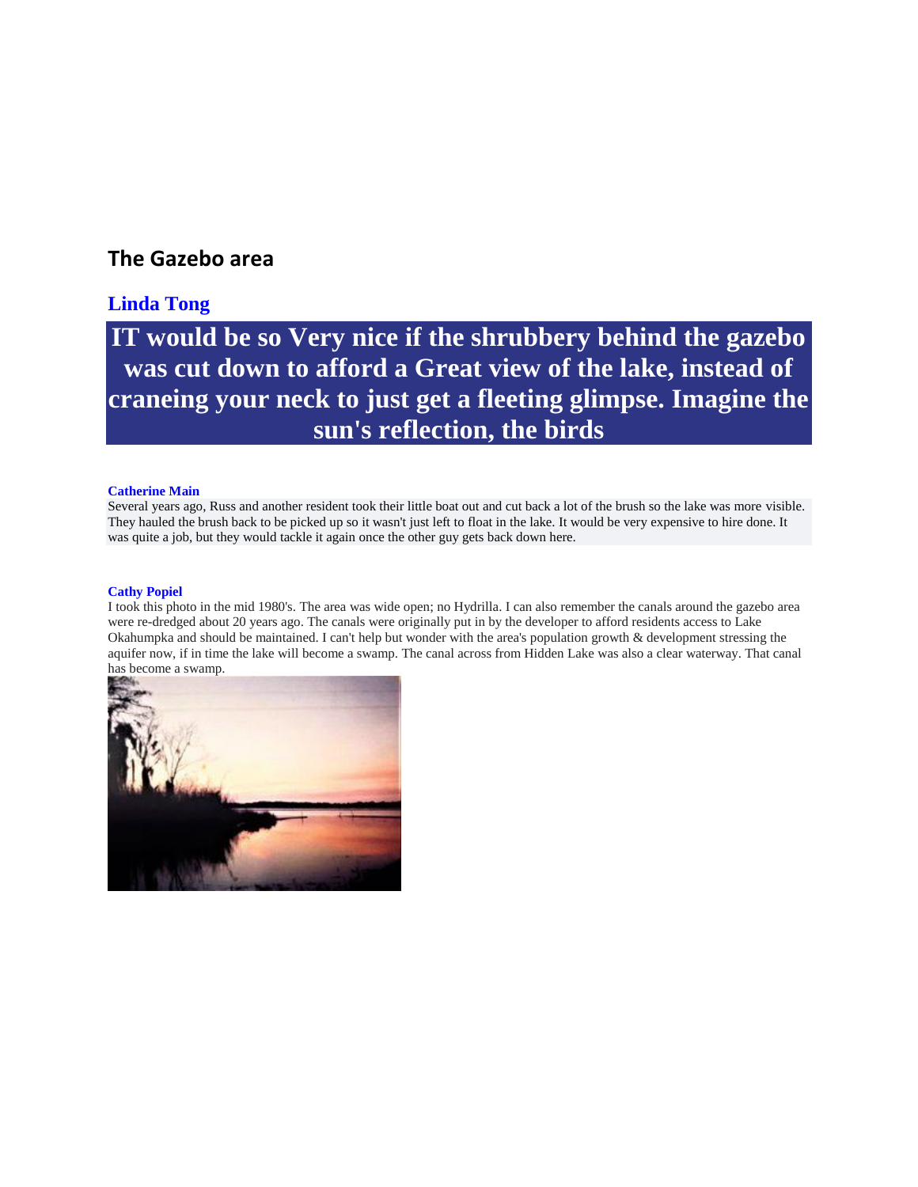## The Gazebo area

### Linda Tong

**IT would be so Very nice if the shrubbery behind the gazebo was cut down to afford a Great view of the lake, instead of craneing your neck to just get a fleeting glimpse. Imagine the sun's reflection, the birds**

**Catherine Main**

Several years ago, Russ and another resident took their little boat out and cut back a lot of the brush so the lake was more visible. They hauled the brush back to be picked up so it wasn't just left to float in the lake. It would be very expensive to hire done. It was quite a job, but they would tackle it again once the other guy gets back down here.

**Cathy Popiel**

I took this photo in the mid 1980's. The area was wide open; no Hydrilla. I can also remember the canals around the gazebo area were re-dredged about 20 years ago. The canals were originally put in by the developer to afford residents access to Lake Okahumpka and should be maintained. I can't help but wonder with the area's population growth & development stressing the aquifer now, if in time the lake will become a swamp. The canal across from Hidden Lake was also a clear waterway. That canal has become a swamp.